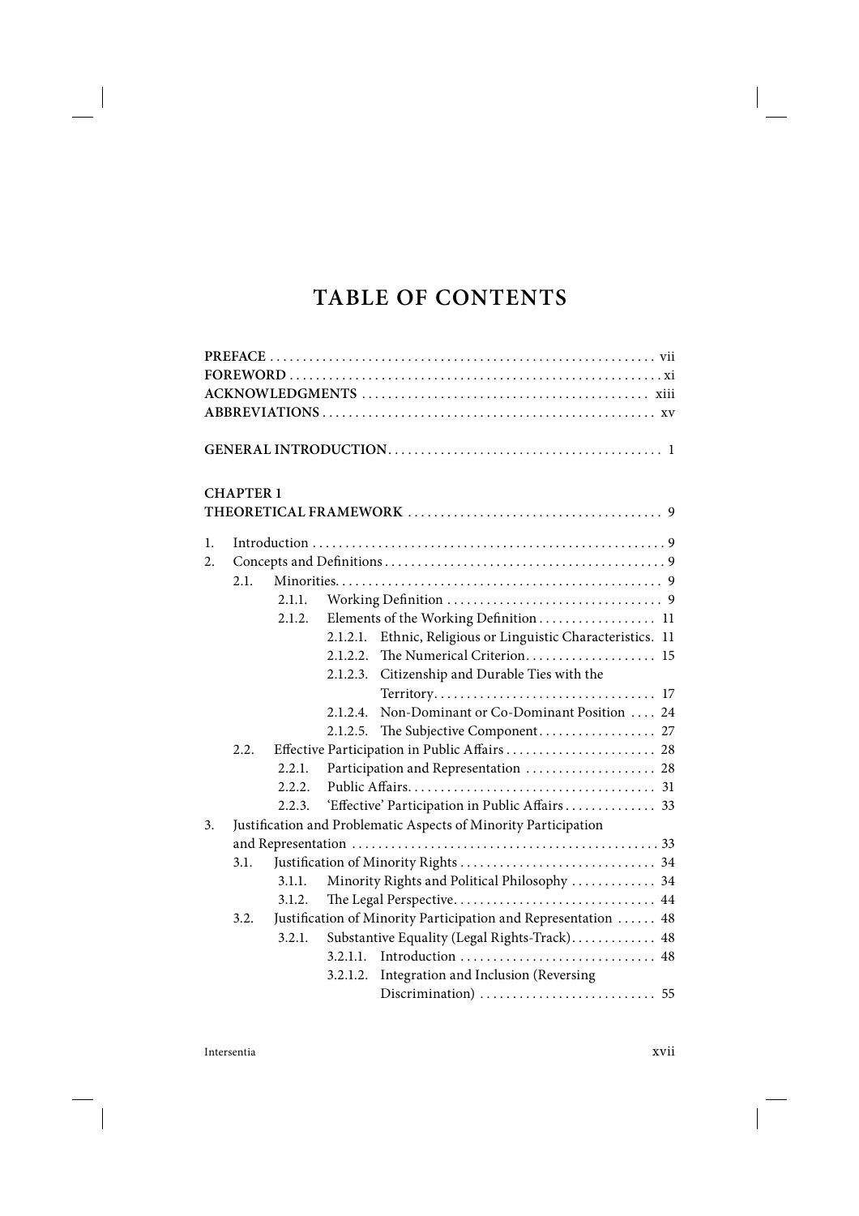# TABLE OF CONTENTS

**PREFACE** ... vii
**FOREWORD** ... xi
**ACKNOWLEDGMENTS** ... xiii
**ABBREVIATIONS** ... xv

**GENERAL INTRODUCTION** ... 1

**CHAPTER 1**
**THEORETICAL FRAMEWORK** ... 9

1. Introduction ... 9
2. Concepts and Definitions ... 9
   - 2.1. Minorities ... 9
     - 2.1.1. Working Definition ... 9
     - 2.1.2. Elements of the Working Definition ... 11
       - 2.1.2.1. Ethnic, Religious or Linguistic Characteristics. 11
       - 2.1.2.2. The Numerical Criterion ... 15
       - 2.1.2.3. Citizenship and Durable Ties with the Territory ... 17
       - 2.1.2.4. Non-Dominant or Co-Dominant Position ... 24
       - 2.1.2.5. The Subjective Component ... 27
   - 2.2. Effective Participation in Public Affairs ... 28
     - 2.2.1. Participation and Representation ... 28
     - 2.2.2. Public Affairs ... 31
     - 2.2.3. 'Effective' Participation in Public Affairs ... 33
3. Justification and Problematic Aspects of Minority Participation and Representation ... 33
   - 3.1. Justification of Minority Rights ... 34
     - 3.1.1. Minority Rights and Political Philosophy ... 34
     - 3.1.2. The Legal Perspective ... 44
   - 3.2. Justification of Minority Participation and Representation ... 48
     - 3.2.1. Substantive Equality (Legal Rights-Track) ... 48
       - 3.2.1.1. Introduction ... 48
       - 3.2.1.2. Integration and Inclusion (Reversing Discrimination) ... 55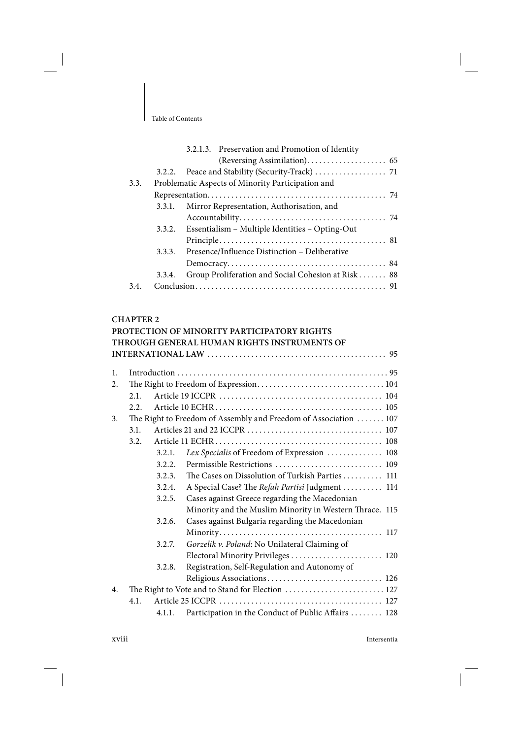3.2.1.3. Preservation and Promotion of Identity (Reversing Assimilation) . . . . . . . . . . . . . . . . . . . 65

3.2.2. Peace and Stability (Security-Track) . . . . . . . . . . . . . . . . . 71

3.3. Problematic Aspects of Minority Participation and Representation . . . . . . . . . . . . . . . . . . . . . . . . . . . . . . . . . . . . . . . . . . . . . 74

3.3.1. Mirror Representation, Authorisation, and Accountability . . . . . . . . . . . . . . . . . . . . . . . . . . . . . . . . . . . . 74

3.3.2. Essentialism – Multiple Identities – Opting-Out Principle . . . . . . . . . . . . . . . . . . . . . . . . . . . . . . . . . . . . . . . . . 81

3.3.3. Presence/Influence Distinction – Deliberative Democracy . . . . . . . . . . . . . . . . . . . . . . . . . . . . . . . . . . . . . . . 84

3.3.4. Group Proliferation and Social Cohesion at Risk . . . . . . . 88

3.4. Conclusion . . . . . . . . . . . . . . . . . . . . . . . . . . . . . . . . . . . . . . . . . . . . . . . 91

**CHAPTER 2**
**PROTECTION OF MINORITY PARTICIPATORY RIGHTS THROUGH GENERAL HUMAN RIGHTS INSTRUMENTS OF INTERNATIONAL LAW** . . . . . . . . . . . . . . . . . . . . . . . . . . . . . . . . . . . . . . . . . . . . 95

1. Introduction . . . . . . . . . . . . . . . . . . . . . . . . . . . . . . . . . . . . . . . . . . . . . . . . . . . . 95
2. The Right to Freedom of Expression . . . . . . . . . . . . . . . . . . . . . . . . . . . . . . . 104
   - 2.1. Article 19 ICCPR . . . . . . . . . . . . . . . . . . . . . . . . . . . . . . . . . . . . . . . . . 104
   - 2.2. Article 10 ECHR . . . . . . . . . . . . . . . . . . . . . . . . . . . . . . . . . . . . . . . . . . 105
3. The Right to Freedom of Assembly and Freedom of Association . . . . . . . 107
   - 3.1. Articles 21 and 22 ICCPR . . . . . . . . . . . . . . . . . . . . . . . . . . . . . . . . . . 107
   - 3.2. Article 11 ECHR . . . . . . . . . . . . . . . . . . . . . . . . . . . . . . . . . . . . . . . . . . 108
     - 3.2.1. *Lex Specialis* of Freedom of Expression . . . . . . . . . . . . . . 108
     - 3.2.2. Permissible Restrictions . . . . . . . . . . . . . . . . . . . . . . . . . . 109
     - 3.2.3. The Cases on Dissolution of Turkish Parties . . . . . . . . . . 111
     - 3.2.4. A Special Case? The *Refah Partisi* Judgment . . . . . . . . . . 114
     - 3.2.5. Cases against Greece regarding the Macedonian Minority and the Muslim Minority in Western Thrace. 115
     - 3.2.6. Cases against Bulgaria regarding the Macedonian Minority . . . . . . . . . . . . . . . . . . . . . . . . . . . . . . . . . . . . . . . . . 117
     - 3.2.7. *Gorzelik v. Poland*: No Unilateral Claiming of Electoral Minority Privileges . . . . . . . . . . . . . . . . . . . . . . . 120
     - 3.2.8. Registration, Self-Regulation and Autonomy of Religious Associations . . . . . . . . . . . . . . . . . . . . . . . . . . . . 126
4. The Right to Vote and to Stand for Election . . . . . . . . . . . . . . . . . . . . . . . . . 127
   - 4.1. Article 25 ICCPR . . . . . . . . . . . . . . . . . . . . . . . . . . . . . . . . . . . . . . . . . 127
     - 4.1.1. Participation in the Conduct of Public Affairs . . . . . . . . 128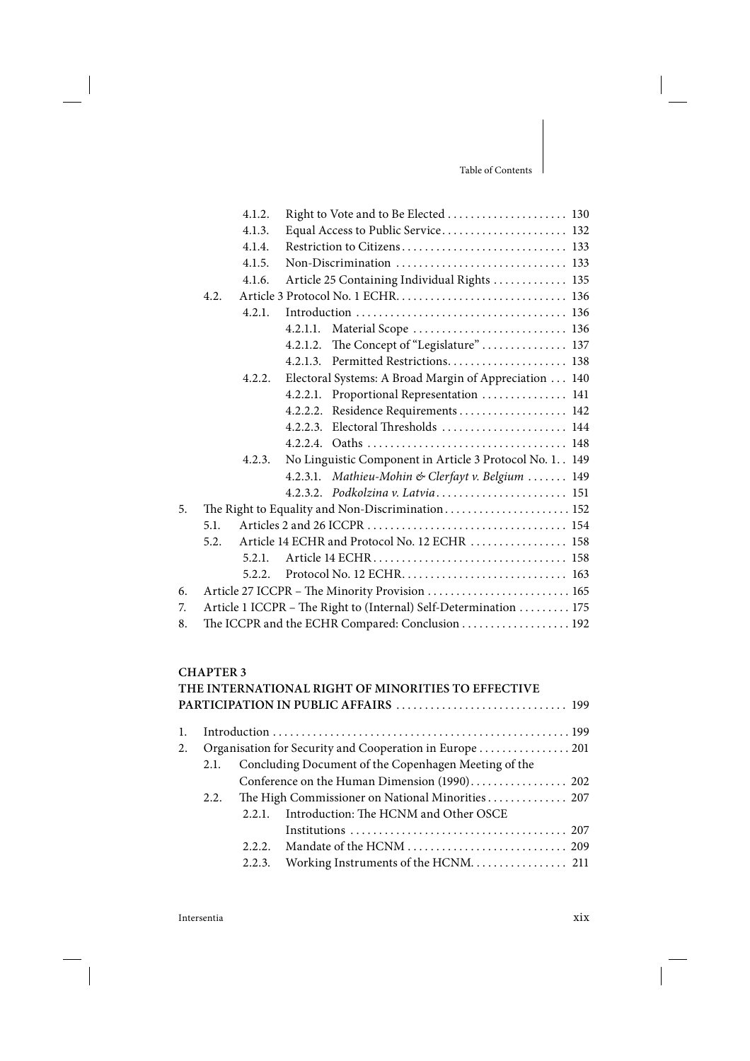4.1.2. Right to Vote and to Be Elected . . . . . . . . . . . . . . . . . . . . 130
4.1.3. Equal Access to Public Service . . . . . . . . . . . . . . . . . . . . . 132
4.1.4. Restriction to Citizens . . . . . . . . . . . . . . . . . . . . . . . . . . . . 133
4.1.5. Non-Discrimination . . . . . . . . . . . . . . . . . . . . . . . . . . . . . 133
4.1.6. Article 25 Containing Individual Rights . . . . . . . . . . . . 135
4.2. Article 3 Protocol No. 1 ECHR . . . . . . . . . . . . . . . . . . . . . . . . . . . . 136
4.2.1. Introduction . . . . . . . . . . . . . . . . . . . . . . . . . . . . . . . . . . . 136
4.2.1.1. Material Scope . . . . . . . . . . . . . . . . . . . . . . . . . . 136
4.2.1.2. The Concept of "Legislature" . . . . . . . . . . . . . . . 137
4.2.1.3. Permitted Restrictions . . . . . . . . . . . . . . . . . . . . 138
4.2.2. Electoral Systems: A Broad Margin of Appreciation . . . 140
4.2.2.1. Proportional Representation . . . . . . . . . . . . . . . 141
4.2.2.2. Residence Requirements . . . . . . . . . . . . . . . . . . 142
4.2.2.3. Electoral Thresholds . . . . . . . . . . . . . . . . . . . . . . 144
4.2.2.4. Oaths . . . . . . . . . . . . . . . . . . . . . . . . . . . . . . . . . . 148
4.2.3. No Linguistic Component in Article 3 Protocol No. 1 . . 149
4.2.3.1. *Mathieu-Mohin & Clerfayt v. Belgium* . . . . . . . 149
4.2.3.2. *Podkolzina v. Latvia* . . . . . . . . . . . . . . . . . . . . . . 151
5. The Right to Equality and Non-Discrimination . . . . . . . . . . . . . . . . . . . . . . 152
5.1. Articles 2 and 26 ICCPR . . . . . . . . . . . . . . . . . . . . . . . . . . . . . . . . . . 154
5.2. Article 14 ECHR and Protocol No. 12 ECHR . . . . . . . . . . . . . . . . . 158
5.2.1. Article 14 ECHR . . . . . . . . . . . . . . . . . . . . . . . . . . . . . . . . . . 158
5.2.2. Protocol No. 12 ECHR . . . . . . . . . . . . . . . . . . . . . . . . . . . . . 163
6. Article 27 ICCPR – The Minority Provision . . . . . . . . . . . . . . . . . . . . . . . . . 165
7. Article 1 ICCPR – The Right to (Internal) Self-Determination . . . . . . . . . 175
8. The ICCPR and the ECHR Compared: Conclusion . . . . . . . . . . . . . . . . . . . 192

**CHAPTER 3**
**THE INTERNATIONAL RIGHT OF MINORITIES TO EFFECTIVE PARTICIPATION IN PUBLIC AFFAIRS** . . . . . . . . . . . . . . . . . . . . . . . . . . . . . 199

1. Introduction . . . . . . . . . . . . . . . . . . . . . . . . . . . . . . . . . . . . . . . . . . . . . . . . . . . 199
2. Organisation for Security and Cooperation in Europe . . . . . . . . . . . . . . . . 201
2.1. Concluding Document of the Copenhagen Meeting of the Conference on the Human Dimension (1990) . . . . . . . . . . . . . . . . . 202
2.2. The High Commissioner on National Minorities . . . . . . . . . . . . . . 207
2.2.1. Introduction: The HCNM and Other OSCE Institutions . . . . . . . . . . . . . . . . . . . . . . . . . . . . . . . . . . . . . . 207
2.2.2. Mandate of the HCNM . . . . . . . . . . . . . . . . . . . . . . . . . . . . 209
2.2.3. Working Instruments of the HCNM . . . . . . . . . . . . . . . . . 211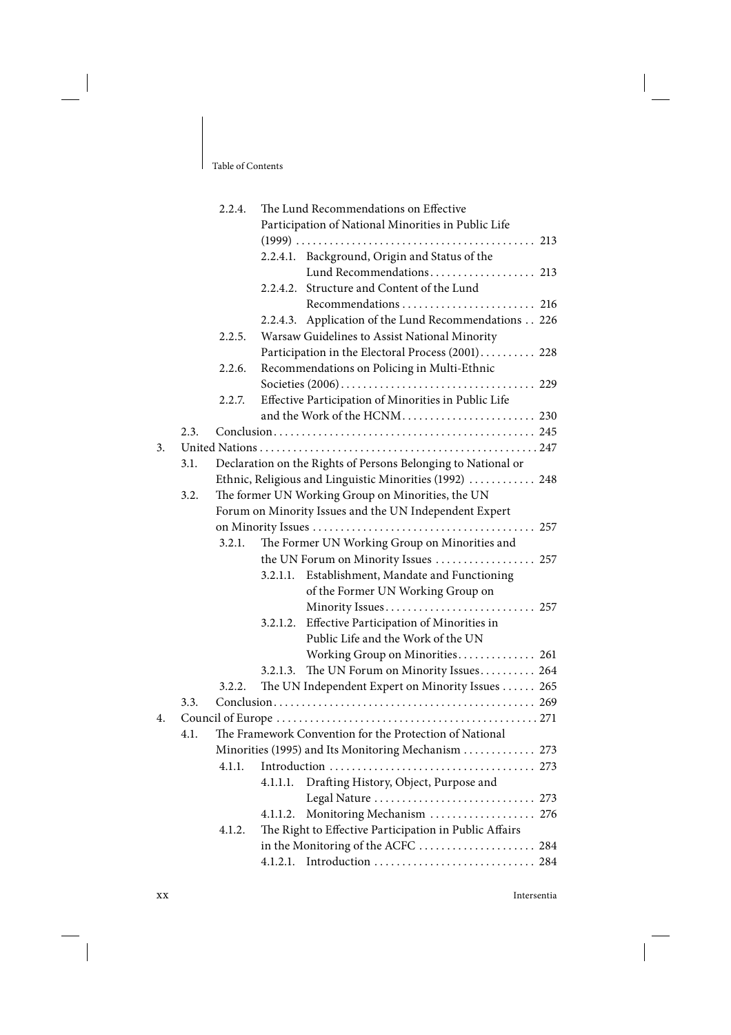2.2.4. The Lund Recommendations on Effective Participation of National Minorities in Public Life (1999) . . . . . . . . . . 213

- 2.2.4.1. Background, Origin and Status of the Lund Recommendations . . . . . . . . . . 213
- 2.2.4.2. Structure and Content of the Lund Recommendations . . . . . . . . . . 216
- 2.2.4.3. Application of the Lund Recommendations . . 226

2.2.5. Warsaw Guidelines to Assist National Minority Participation in the Electoral Process (2001) . . . . . . . . . . 228

2.2.6. Recommendations on Policing in Multi-Ethnic Societies (2006) . . . . . . . . . . 229

2.2.7. Effective Participation of Minorities in Public Life and the Work of the HCNM . . . . . . . . . . 230

2.3. Conclusion . . . . . . . . . . 245

3. United Nations . . . . . . . . . . 247

3.1. Declaration on the Rights of Persons Belonging to National or Ethnic, Religious and Linguistic Minorities (1992) . . . . . . . . . . 248

3.2. The former UN Working Group on Minorities, the UN Forum on Minority Issues and the UN Independent Expert on Minority Issues . . . . . . . . . . 257

3.2.1. The Former UN Working Group on Minorities and the UN Forum on Minority Issues . . . . . . . . . . 257

- 3.2.1.1. Establishment, Mandate and Functioning of the Former UN Working Group on Minority Issues . . . . . . . . . . 257
- 3.2.1.2. Effective Participation of Minorities in Public Life and the Work of the UN Working Group on Minorities . . . . . . . . . . 261
- 3.2.1.3. The UN Forum on Minority Issues . . . . . . . . . . 264

3.2.2. The UN Independent Expert on Minority Issues . . . . . . 265

3.3. Conclusion . . . . . . . . . . 269

4. Council of Europe . . . . . . . . . . 271

4.1. The Framework Convention for the Protection of National Minorities (1995) and Its Monitoring Mechanism . . . . . . . . . . 273

4.1.1. Introduction . . . . . . . . . . 273

- 4.1.1.1. Drafting History, Object, Purpose and Legal Nature . . . . . . . . . . 273
- 4.1.1.2. Monitoring Mechanism . . . . . . . . . . 276

4.1.2. The Right to Effective Participation in Public Affairs in the Monitoring of the ACFC . . . . . . . . . . 284

- 4.1.2.1. Introduction . . . . . . . . . . 284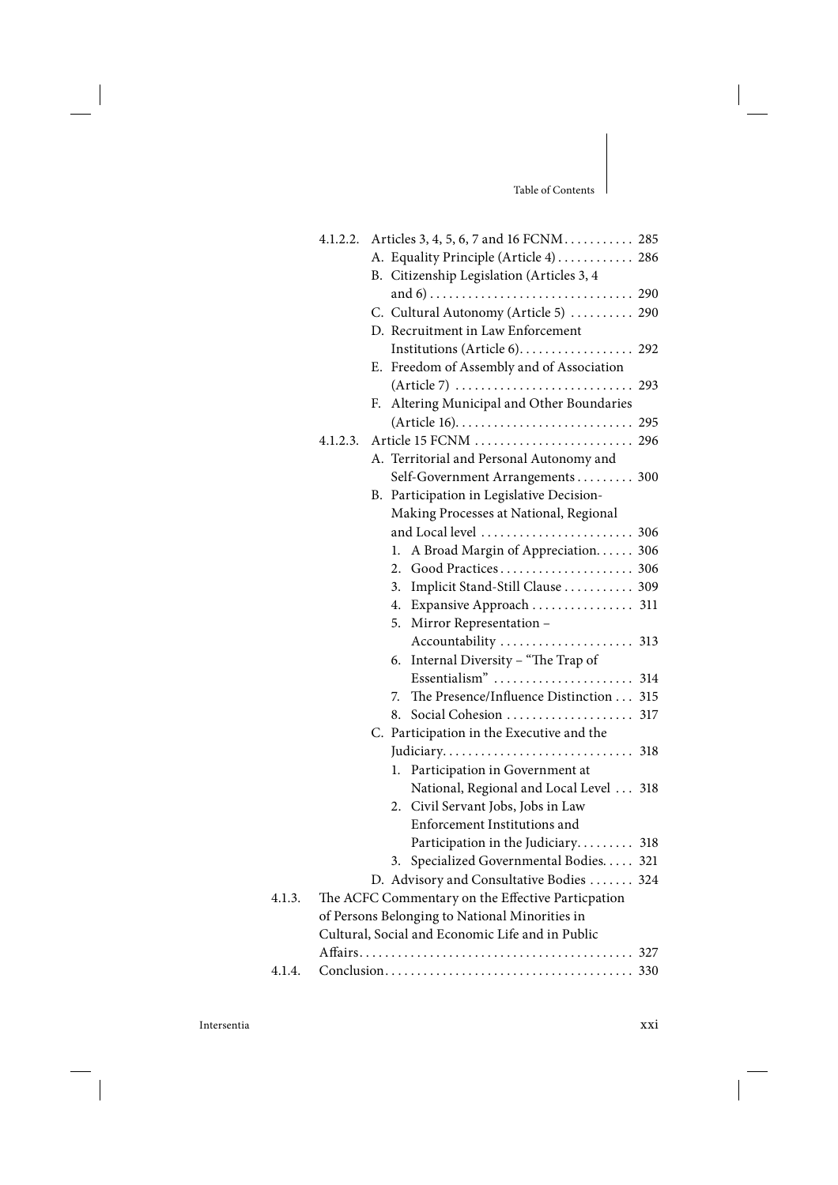- 4.1.2.2. Articles 3, 4, 5, 6, 7 and 16 FCNM . . . . . . . . . . . 285
  - A. Equality Principle (Article 4) . . . . . . . . . . . . 286
  - B. Citizenship Legislation (Articles 3, 4 and 6) . . . . . . . . . . . . . . . . . . . . . . . . . . . . . . . . 290
  - C. Cultural Autonomy (Article 5) . . . . . . . . . . 290
  - D. Recruitment in Law Enforcement Institutions (Article 6). . . . . . . . . . . . . . . . . . 292
  - E. Freedom of Assembly and of Association (Article 7) . . . . . . . . . . . . . . . . . . . . . . . . . . . . 293
  - F. Altering Municipal and Other Boundaries (Article 16). . . . . . . . . . . . . . . . . . . . . . . . . . . . 295
- 4.1.2.3. Article 15 FCNM . . . . . . . . . . . . . . . . . . . . . . . . . 296
  - A. Territorial and Personal Autonomy and Self-Government Arrangements . . . . . . . . . 300
  - B. Participation in Legislative Decision-Making Processes at National, Regional and Local level . . . . . . . . . . . . . . . . . . . . . . . . 306
    1. A Broad Margin of Appreciation. . . . . . 306
    2. Good Practices . . . . . . . . . . . . . . . . . . . . . 306
    3. Implicit Stand-Still Clause . . . . . . . . . . . 309
    4. Expansive Approach . . . . . . . . . . . . . . . . 311
    5. Mirror Representation – Accountability . . . . . . . . . . . . . . . . . . . . . 313
    6. Internal Diversity – "The Trap of Essentialism" . . . . . . . . . . . . . . . . . . . . . . 314
    7. The Presence/Influence Distinction . . . 315
    8. Social Cohesion . . . . . . . . . . . . . . . . . . . . 317
  - C. Participation in the Executive and the Judiciary. . . . . . . . . . . . . . . . . . . . . . . . . . . . . . 318
    1. Participation in Government at National, Regional and Local Level . . . 318
    2. Civil Servant Jobs, Jobs in Law Enforcement Institutions and Participation in the Judiciary. . . . . . . . . 318
    3. Specialized Governmental Bodies. . . . . 321
  - D. Advisory and Consultative Bodies . . . . . . . 324
- 4.1.3. The ACFC Commentary on the Effective Particpation of Persons Belonging to National Minorities in Cultural, Social and Economic Life and in Public Affairs. . . . . . . . . . . . . . . . . . . . . . . . . . . . . . . . . . . . . . . . . . . . 327
- 4.1.4. Conclusion. . . . . . . . . . . . . . . . . . . . . . . . . . . . . . . . . . . . . . . 330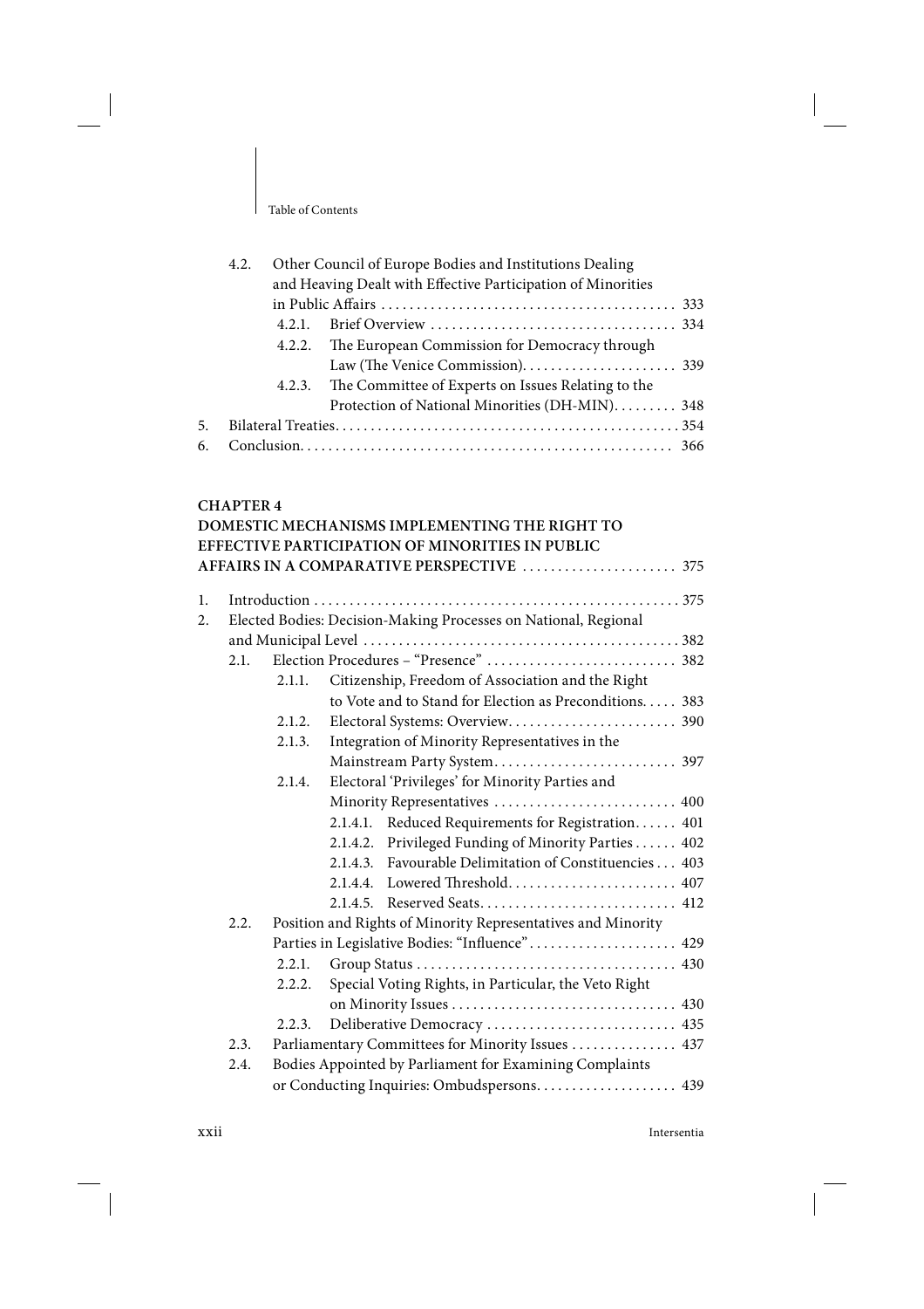4.2. Other Council of Europe Bodies and Institutions Dealing and Heaving Dealt with Effective Participation of Minorities in Public Affairs . . . . . . . . . . . . . . . . . . . . . . . . . . . . . . . . . . . . . . . . . . 333

4.2.1. Brief Overview . . . . . . . . . . . . . . . . . . . . . . . . . . . . . . . . . . . 334

4.2.2. The European Commission for Democracy through Law (The Venice Commission). . . . . . . . . . . . . . . . . . . . . . 339

4.2.3. The Committee of Experts on Issues Relating to the Protection of National Minorities (DH-MIN). . . . . . . . . 348

5. Bilateral Treaties. . . . . . . . . . . . . . . . . . . . . . . . . . . . . . . . . . . . . . . . . . . . . . . . . 354

6. Conclusion. . . . . . . . . . . . . . . . . . . . . . . . . . . . . . . . . . . . . . . . . . . . . . . . . . . . 366

**CHAPTER 4**
**DOMESTIC MECHANISMS IMPLEMENTING THE RIGHT TO EFFECTIVE PARTICIPATION OF MINORITIES IN PUBLIC AFFAIRS IN A COMPARATIVE PERSPECTIVE** . . . . . . . . . . . . . . . . . . . . . . 375

1. Introduction . . . . . . . . . . . . . . . . . . . . . . . . . . . . . . . . . . . . . . . . . . . . . . . . . . . . 375

2. Elected Bodies: Decision-Making Processes on National, Regional and Municipal Level . . . . . . . . . . . . . . . . . . . . . . . . . . . . . . . . . . . . . . . . . . . . 382

2.1. Election Procedures – “Presence” . . . . . . . . . . . . . . . . . . . . . . . . . . . 382

2.1.1. Citizenship, Freedom of Association and the Right to Vote and to Stand for Election as Preconditions. . . . . 383

2.1.2. Electoral Systems: Overview. . . . . . . . . . . . . . . . . . . . . . . . 390

2.1.3. Integration of Minority Representatives in the Mainstream Party System. . . . . . . . . . . . . . . . . . . . . . . . . . 397

2.1.4. Electoral ‘Privileges’ for Minority Parties and Minority Representatives . . . . . . . . . . . . . . . . . . . . . . . . . . 400

2.1.4.1. Reduced Requirements for Registration. . . . . . 401

2.1.4.2. Privileged Funding of Minority Parties . . . . . . 402

2.1.4.3. Favourable Delimitation of Constituencies . . . 403

2.1.4.4. Lowered Threshold. . . . . . . . . . . . . . . . . . . . . . . . 407

2.1.4.5. Reserved Seats. . . . . . . . . . . . . . . . . . . . . . . . . . . 412

2.2. Position and Rights of Minority Representatives and Minority Parties in Legislative Bodies: “Influence”. . . . . . . . . . . . . . . . . . . . . 429

2.2.1. Group Status . . . . . . . . . . . . . . . . . . . . . . . . . . . . . . . . . . . . . 430

2.2.2. Special Voting Rights, in Particular, the Veto Right on Minority Issues . . . . . . . . . . . . . . . . . . . . . . . . . . . . . . . . 430

2.2.3. Deliberative Democracy . . . . . . . . . . . . . . . . . . . . . . . . . . . 435

2.3. Parliamentary Committees for Minority Issues . . . . . . . . . . . . . . . 437

2.4. Bodies Appointed by Parliament for Examining Complaints or Conducting Inquiries: Ombudspersons. . . . . . . . . . . . . . . . . . . . 439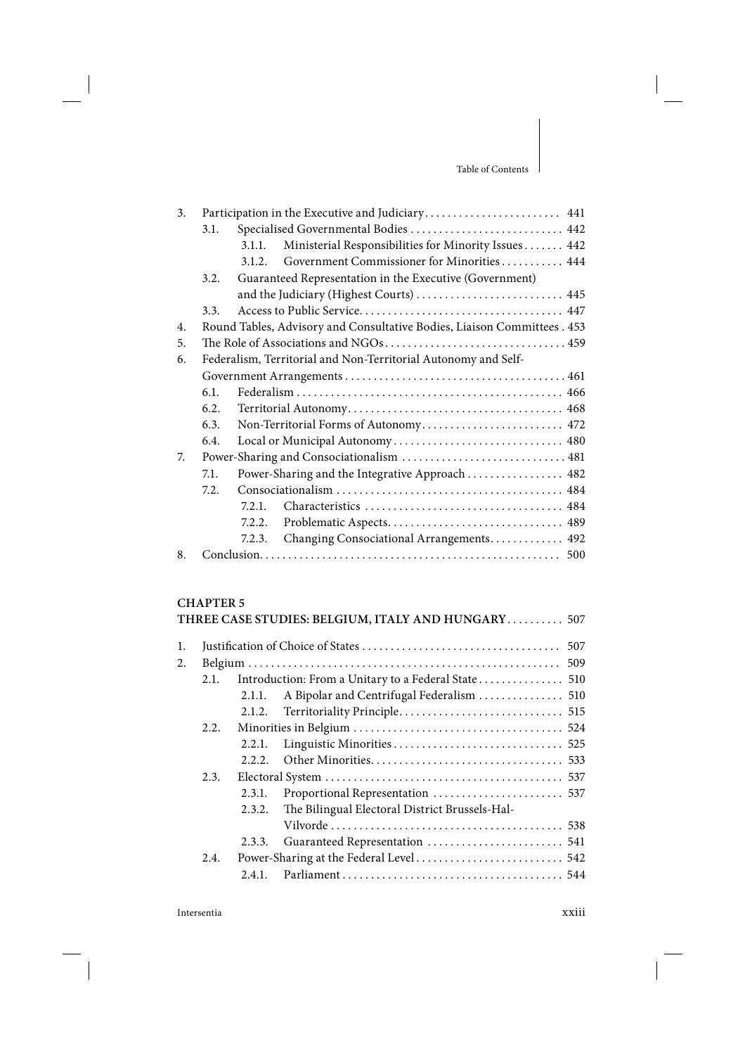3. Participation in the Executive and Judiciary . . . . . . . . . . . . . . . . . . . . . . . . 441
   - 3.1. Specialised Governmental Bodies . . . . . . . . . . . . . . . . . . . . . . . . . . 442
     - 3.1.1. Ministerial Responsibilities for Minority Issues . . . . . . . 442
     - 3.1.2. Government Commissioner for Minorities . . . . . . . . . . . 444
   - 3.2. Guaranteed Representation in the Executive (Government) and the Judiciary (Highest Courts) . . . . . . . . . . . . . . . . . . . . . . . . . . 445
   - 3.3. Access to Public Service . . . . . . . . . . . . . . . . . . . . . . . . . . . . . . . . . . . . 447
4. Round Tables, Advisory and Consultative Bodies, Liaison Committees . 453
5. The Role of Associations and NGOs . . . . . . . . . . . . . . . . . . . . . . . . . . . . . . . . 459
6. Federalism, Territorial and Non-Territorial Autonomy and Self-Government Arrangements . . . . . . . . . . . . . . . . . . . . . . . . . . . . . . . . . . . . . . . 461
   - 6.1. Federalism . . . . . . . . . . . . . . . . . . . . . . . . . . . . . . . . . . . . . . . . . . . . . . 466
   - 6.2. Territorial Autonomy . . . . . . . . . . . . . . . . . . . . . . . . . . . . . . . . . . . . . . 468
   - 6.3. Non-Territorial Forms of Autonomy . . . . . . . . . . . . . . . . . . . . . . . . . 472
   - 6.4. Local or Municipal Autonomy . . . . . . . . . . . . . . . . . . . . . . . . . . . . . . 480
7. Power-Sharing and Consociationalism . . . . . . . . . . . . . . . . . . . . . . . . . . . . . 481
   - 7.1. Power-Sharing and the Integrative Approach . . . . . . . . . . . . . . . . . 482
   - 7.2. Consociationalism . . . . . . . . . . . . . . . . . . . . . . . . . . . . . . . . . . . . . . . . 484
     - 7.2.1. Characteristics . . . . . . . . . . . . . . . . . . . . . . . . . . . . . . . . . . . 484
     - 7.2.2. Problematic Aspects . . . . . . . . . . . . . . . . . . . . . . . . . . . . . . . 489
     - 7.2.3. Changing Consociational Arrangements . . . . . . . . . . . . . 492
8. Conclusion . . . . . . . . . . . . . . . . . . . . . . . . . . . . . . . . . . . . . . . . . . . . . . . . . . . . 500

## CHAPTER 5
## THREE CASE STUDIES: BELGIUM, ITALY AND HUNGARY . . . . . . . . . . 507

1. Justification of Choice of States . . . . . . . . . . . . . . . . . . . . . . . . . . . . . . . . . . . 507
2. Belgium . . . . . . . . . . . . . . . . . . . . . . . . . . . . . . . . . . . . . . . . . . . . . . . . . . . . . . . 509
   - 2.1. Introduction: From a Unitary to a Federal State . . . . . . . . . . . . . . . 510
     - 2.1.1. A Bipolar and Centrifugal Federalism . . . . . . . . . . . . . . . 510
     - 2.1.2. Territoriality Principle . . . . . . . . . . . . . . . . . . . . . . . . . . . . . 515
   - 2.2. Minorities in Belgium . . . . . . . . . . . . . . . . . . . . . . . . . . . . . . . . . . . . . 524
     - 2.2.1. Linguistic Minorities . . . . . . . . . . . . . . . . . . . . . . . . . . . . . . 525
     - 2.2.2. Other Minorities . . . . . . . . . . . . . . . . . . . . . . . . . . . . . . . . . . 533
   - 2.3. Electoral System . . . . . . . . . . . . . . . . . . . . . . . . . . . . . . . . . . . . . . . . . . 537
     - 2.3.1. Proportional Representation . . . . . . . . . . . . . . . . . . . . . . . 537
     - 2.3.2. The Bilingual Electoral District Brussels-Hal-Vilvorde . . . . . . . . . . . . . . . . . . . . . . . . . . . . . . . . . . . . . . . . . 538
     - 2.3.3. Guaranteed Representation . . . . . . . . . . . . . . . . . . . . . . . . 541
   - 2.4. Power-Sharing at the Federal Level . . . . . . . . . . . . . . . . . . . . . . . . . . 542
     - 2.4.1. Parliament . . . . . . . . . . . . . . . . . . . . . . . . . . . . . . . . . . . . . . . 544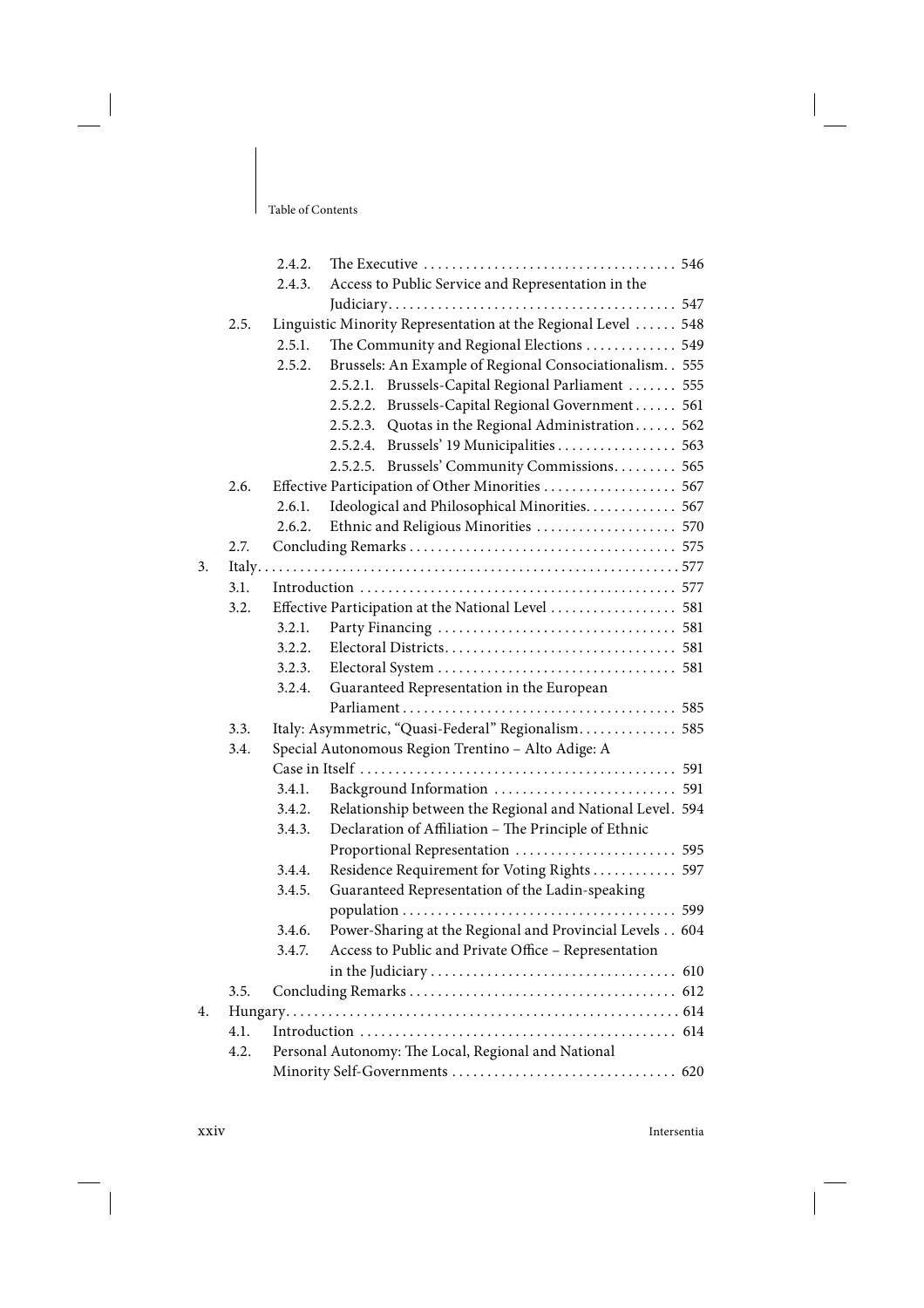- 2.4.2. The Executive . . . . . . . . . . . . . . . . . . . . . . . . . . . . . . . . . . . 546
- 2.4.3. Access to Public Service and Representation in the Judiciary . . . . . . . . . . . . . . . . . . . . . . . . . . . . . . . . . . . . . . . . 547
- 2.5. Linguistic Minority Representation at the Regional Level . . . . . . 548
  - 2.5.1. The Community and Regional Elections . . . . . . . . . . . . . 549
  - 2.5.2. Brussels: An Example of Regional Consociationalism. . 555
    - 2.5.2.1. Brussels-Capital Regional Parliament . . . . . . . 555
    - 2.5.2.2. Brussels-Capital Regional Government . . . . . . 561
    - 2.5.2.3. Quotas in the Regional Administration . . . . . . 562
    - 2.5.2.4. Brussels' 19 Municipalities . . . . . . . . . . . . . . . . 563
    - 2.5.2.5. Brussels' Community Commissions. . . . . . . . . 565
- 2.6. Effective Participation of Other Minorities . . . . . . . . . . . . . . . . . . 567
  - 2.6.1. Ideological and Philosophical Minorities. . . . . . . . . . . . 567
  - 2.6.2. Ethnic and Religious Minorities . . . . . . . . . . . . . . . . . . . 570
- 2.7. Concluding Remarks . . . . . . . . . . . . . . . . . . . . . . . . . . . . . . . . . . . . . 575

3. Italy. . . . . . . . . . . . . . . . . . . . . . . . . . . . . . . . . . . . . . . . . . . . . . . . . . . . . . . . . . 577
- 3.1. Introduction . . . . . . . . . . . . . . . . . . . . . . . . . . . . . . . . . . . . . . . . . . . . 577
- 3.2. Effective Participation at the National Level . . . . . . . . . . . . . . . . . 581
  - 3.2.1. Party Financing . . . . . . . . . . . . . . . . . . . . . . . . . . . . . . . . . 581
  - 3.2.2. Electoral Districts. . . . . . . . . . . . . . . . . . . . . . . . . . . . . . . . 581
  - 3.2.3. Electoral System . . . . . . . . . . . . . . . . . . . . . . . . . . . . . . . . . 581
  - 3.2.4. Guaranteed Representation in the European Parliament . . . . . . . . . . . . . . . . . . . . . . . . . . . . . . . . . . . . . . 585
- 3.3. Italy: Asymmetric, "Quasi-Federal" Regionalism. . . . . . . . . . . . . . 585
- 3.4. Special Autonomous Region Trentino – Alto Adige: A Case in Itself . . . . . . . . . . . . . . . . . . . . . . . . . . . . . . . . . . . . . . . . . . . . 591
  - 3.4.1. Background Information . . . . . . . . . . . . . . . . . . . . . . . . . 591
  - 3.4.2. Relationship between the Regional and National Level. 594
  - 3.4.3. Declaration of Affiliation – The Principle of Ethnic Proportional Representation . . . . . . . . . . . . . . . . . . . . . . 595
  - 3.4.4. Residence Requirement for Voting Rights . . . . . . . . . . . 597
  - 3.4.5. Guaranteed Representation of the Ladin-speaking population . . . . . . . . . . . . . . . . . . . . . . . . . . . . . . . . . . . . . . 599
  - 3.4.6. Power-Sharing at the Regional and Provincial Levels . . 604
  - 3.4.7. Access to Public and Private Office – Representation in the Judiciary . . . . . . . . . . . . . . . . . . . . . . . . . . . . . . . . . 610
- 3.5. Concluding Remarks . . . . . . . . . . . . . . . . . . . . . . . . . . . . . . . . . . . . . 612

4. Hungary. . . . . . . . . . . . . . . . . . . . . . . . . . . . . . . . . . . . . . . . . . . . . . . . . . . . . . 614
- 4.1. Introduction . . . . . . . . . . . . . . . . . . . . . . . . . . . . . . . . . . . . . . . . . . . . 614
- 4.2. Personal Autonomy: The Local, Regional and National Minority Self-Governments . . . . . . . . . . . . . . . . . . . . . . . . . . . . . . . 620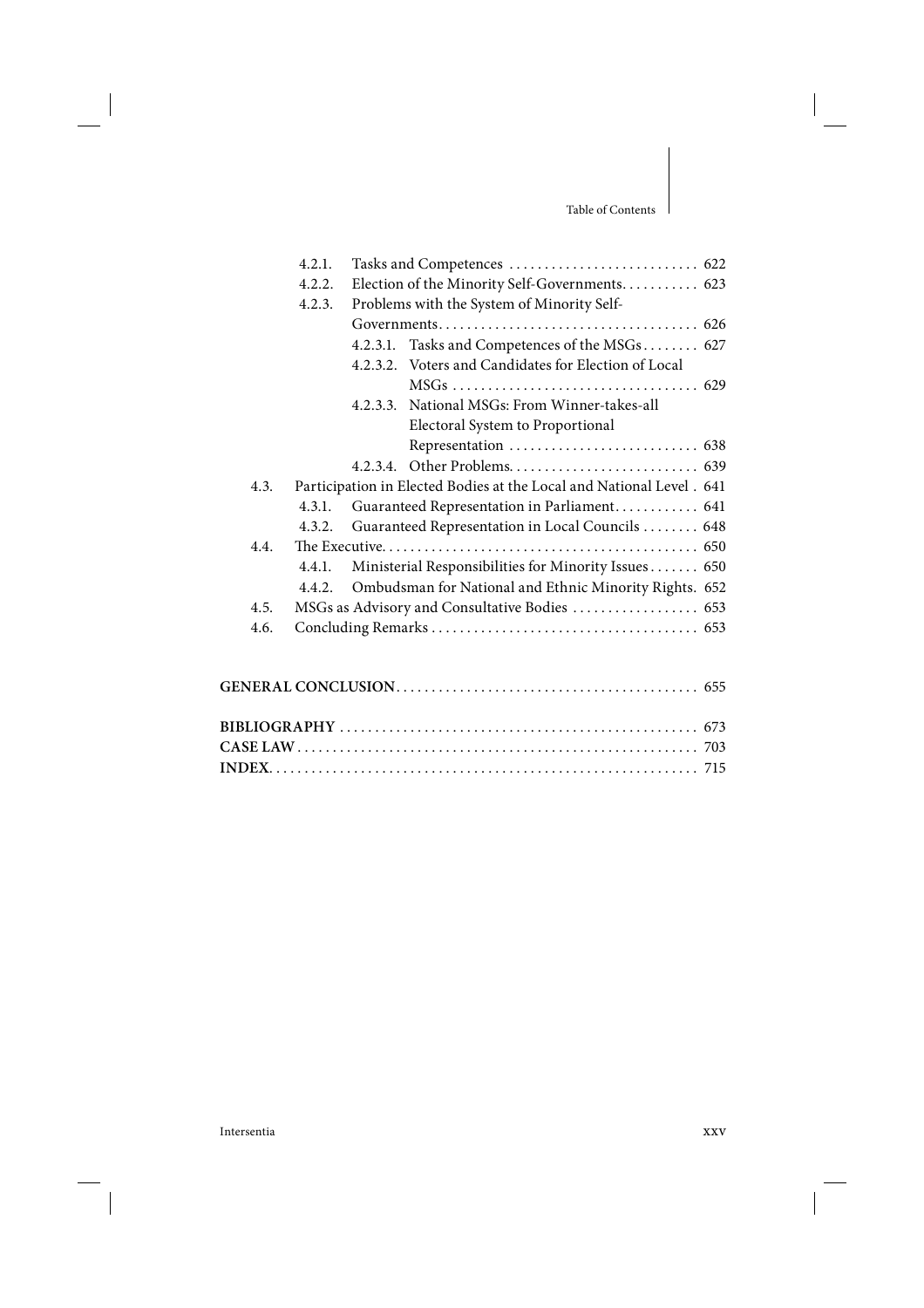4.2.1. Tasks and Competences . . . . . . . . . . . . . . . . . . . . . . . . . . . 622
4.2.2. Election of the Minority Self-Governments. . . . . . . . . . . 623
4.2.3. Problems with the System of Minority Self-Governments. . . . . . . . . . . . . . . . . . . . . . . . . . . . . . . . . . . . . 626
4.2.3.1. Tasks and Competences of the MSGs . . . . . . . . 627
4.2.3.2. Voters and Candidates for Election of Local MSGs . . . . . . . . . . . . . . . . . . . . . . . . . . . . . . . . . . 629
4.2.3.3. National MSGs: From Winner-takes-all Electoral System to Proportional Representation . . . . . . . . . . . . . . . . . . . . . . . . . . 638
4.2.3.4. Other Problems. . . . . . . . . . . . . . . . . . . . . . . . . . 639
4.3. Participation in Elected Bodies at the Local and National Level . 641
4.3.1. Guaranteed Representation in Parliament. . . . . . . . . . . . 641
4.3.2. Guaranteed Representation in Local Councils . . . . . . . . 648
4.4. The Executive. . . . . . . . . . . . . . . . . . . . . . . . . . . . . . . . . . . . . . . . . . . 650
4.4.1. Ministerial Responsibilities for Minority Issues . . . . . . . 650
4.4.2. Ombudsman for National and Ethnic Minority Rights. 652
4.5. MSGs as Advisory and Consultative Bodies . . . . . . . . . . . . . . . . . 653
4.6. Concluding Remarks . . . . . . . . . . . . . . . . . . . . . . . . . . . . . . . . . . . . . 653

**GENERAL CONCLUSION**. . . . . . . . . . . . . . . . . . . . . . . . . . . . . . . . . . . . . . . . . . 655

**BIBLIOGRAPHY** . . . . . . . . . . . . . . . . . . . . . . . . . . . . . . . . . . . . . . . . . . . . . . . . . 673
**CASE LAW** . . . . . . . . . . . . . . . . . . . . . . . . . . . . . . . . . . . . . . . . . . . . . . . . . . . . . 703
**INDEX**. . . . . . . . . . . . . . . . . . . . . . . . . . . . . . . . . . . . . . . . . . . . . . . . . . . . . . . . . . 715